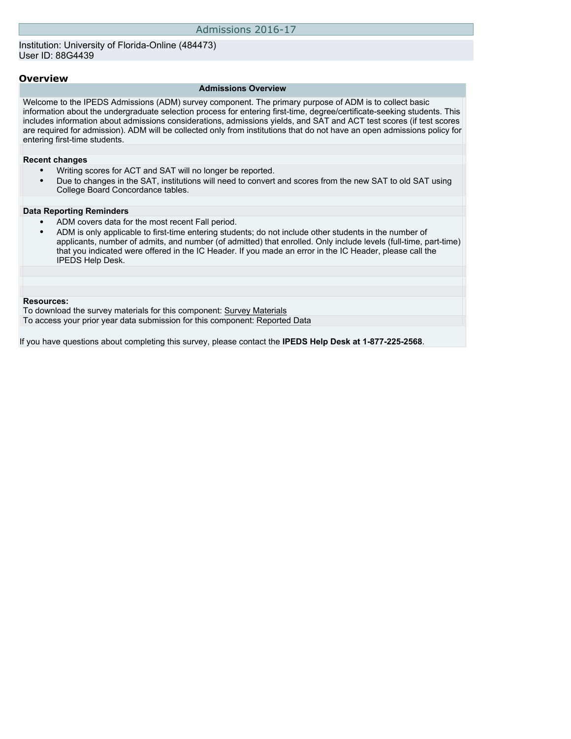# Admissions 2016-17

Institution: University of Florida-Online (484473)
User ID: 88G4439

## Overview

### Admissions Overview

Welcome to the IPEDS Admissions (ADM) survey component. The primary purpose of ADM is to collect basic information about the undergraduate selection process for entering first-time, degree/certificate-seeking students. This includes information about admissions considerations, admissions yields, and SAT and ACT test scores (if test scores are required for admission). ADM will be collected only from institutions that do not have an open admissions policy for entering first-time students.

**Recent changes**

- Writing scores for ACT and SAT will no longer be reported.
- Due to changes in the SAT, institutions will need to convert and scores from the new SAT to old SAT using College Board Concordance tables.

**Data Reporting Reminders**

- ADM covers data for the most recent Fall period.
- ADM is only applicable to first-time entering students; do not include other students in the number of applicants, number of admits, and number (of admitted) that enrolled. Only include levels (full-time, part-time) that you indicated were offered in the IC Header. If you made an error in the IC Header, please call the IPEDS Help Desk.

**Resources:**

To download the survey materials for this component: Survey Materials

To access your prior year data submission for this component: Reported Data

If you have questions about completing this survey, please contact the **IPEDS Help Desk at 1-877-225-2568**.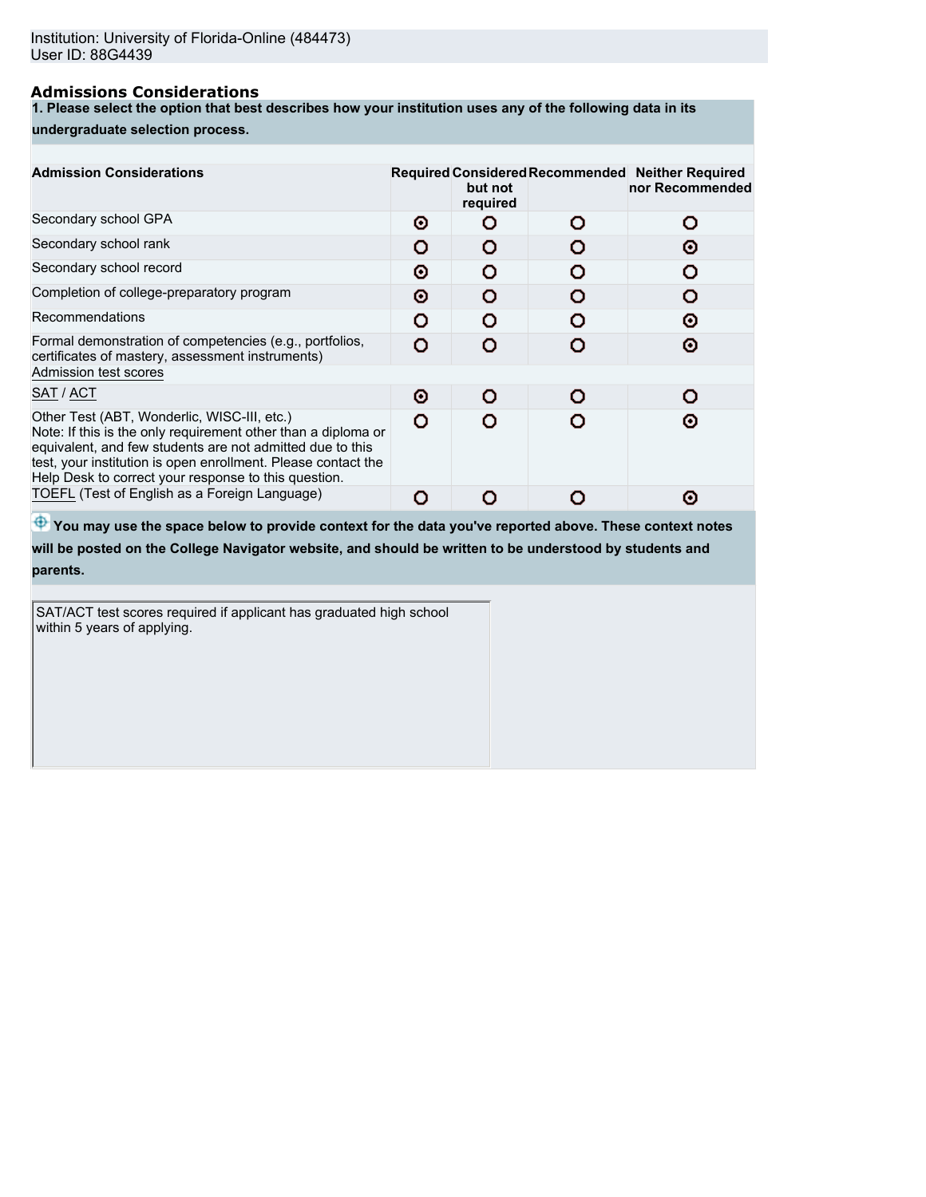Institution: University of Florida-Online (484473)
User ID: 88G4439

## Admissions Considerations

**1. Please select the option that best describes how your institution uses any of the following data in its undergraduate selection process.**

| Admission Considerations | Required | Considered but not required | Recommended | Neither Required nor Recommended |
|---|---|---|---|---|
| Secondary school GPA | ⊙ | O | O | O |
| Secondary school rank | O | O | O | ⊙ |
| Secondary school record | ⊙ | O | O | O |
| Completion of college-preparatory program | ⊙ | O | O | O |
| Recommendations | O | O | O | ⊙ |
| Formal demonstration of competencies (e.g., portfolios, certificates of mastery, assessment instruments) | O | O | O | ⊙ |
| Admission test scores | | | | |
| SAT / ACT | ⊙ | O | O | O |
| Other Test (ABT, Wonderlic, WISC-III, etc.) Note: If this is the only requirement other than a diploma or equivalent, and few students are not admitted due to this test, your institution is open enrollment. Please contact the Help Desk to correct your response to this question. | O | O | O | ⊙ |
| TOEFL (Test of English as a Foreign Language) | O | O | O | ⊙ |

**You may use the space below to provide context for the data you've reported above. These context notes will be posted on the College Navigator website, and should be written to be understood by students and parents.**

SAT/ACT test scores required if applicant has graduated high school within 5 years of applying.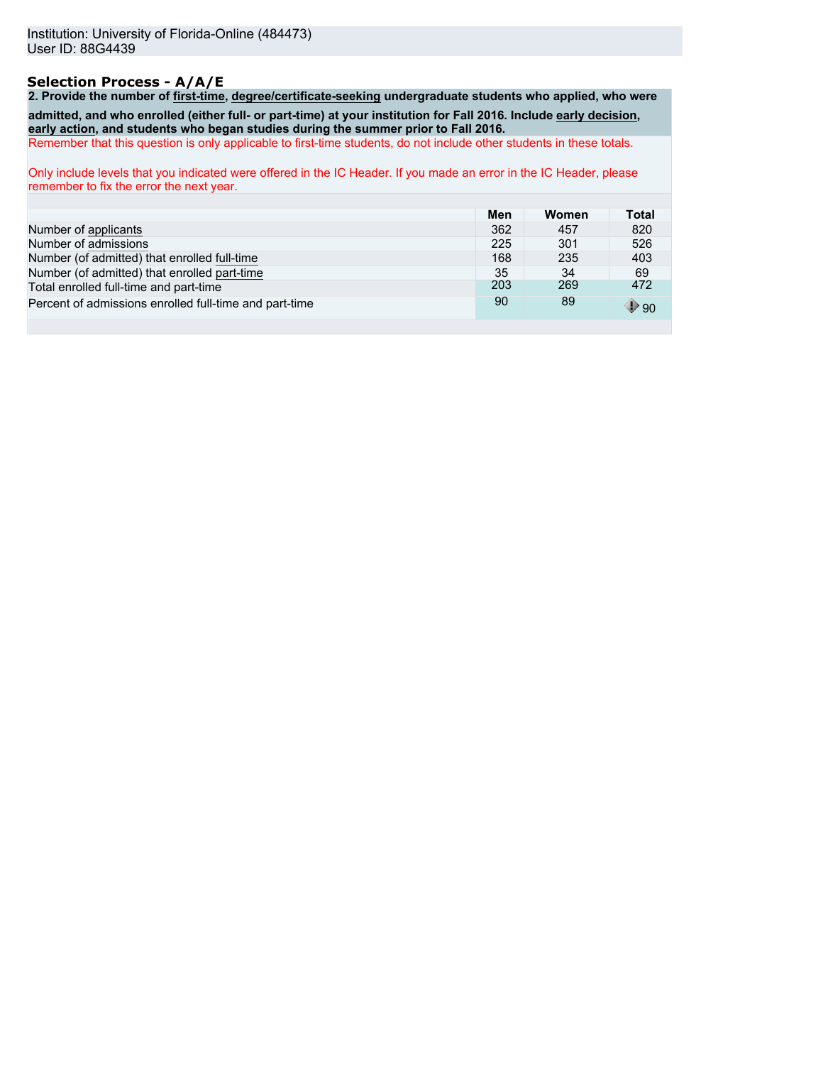Institution: University of Florida-Online (484473)
User ID: 88G4439

## Selection Process - A/A/E

**2. Provide the number of first-time, degree/certificate-seeking undergraduate students who applied, who were admitted, and who enrolled (either full- or part-time) at your institution for Fall 2016. Include early decision, early action, and students who began studies during the summer prior to Fall 2016.**

Remember that this question is only applicable to first-time students, do not include other students in these totals.

Only include levels that you indicated were offered in the IC Header. If you made an error in the IC Header, please remember to fix the error the next year.

| | Men | Women | Total |
|---|---|---|---|
| Number of applicants | 362 | 457 | 820 |
| Number of admissions | 225 | 301 | 526 |
| Number (of admitted) that enrolled full-time | 168 | 235 | 403 |
| Number (of admitted) that enrolled part-time | 35 | 34 | 69 |
| Total enrolled full-time and part-time | 203 | 269 | 472 |
| Percent of admissions enrolled full-time and part-time | 90 | 89 | 90 |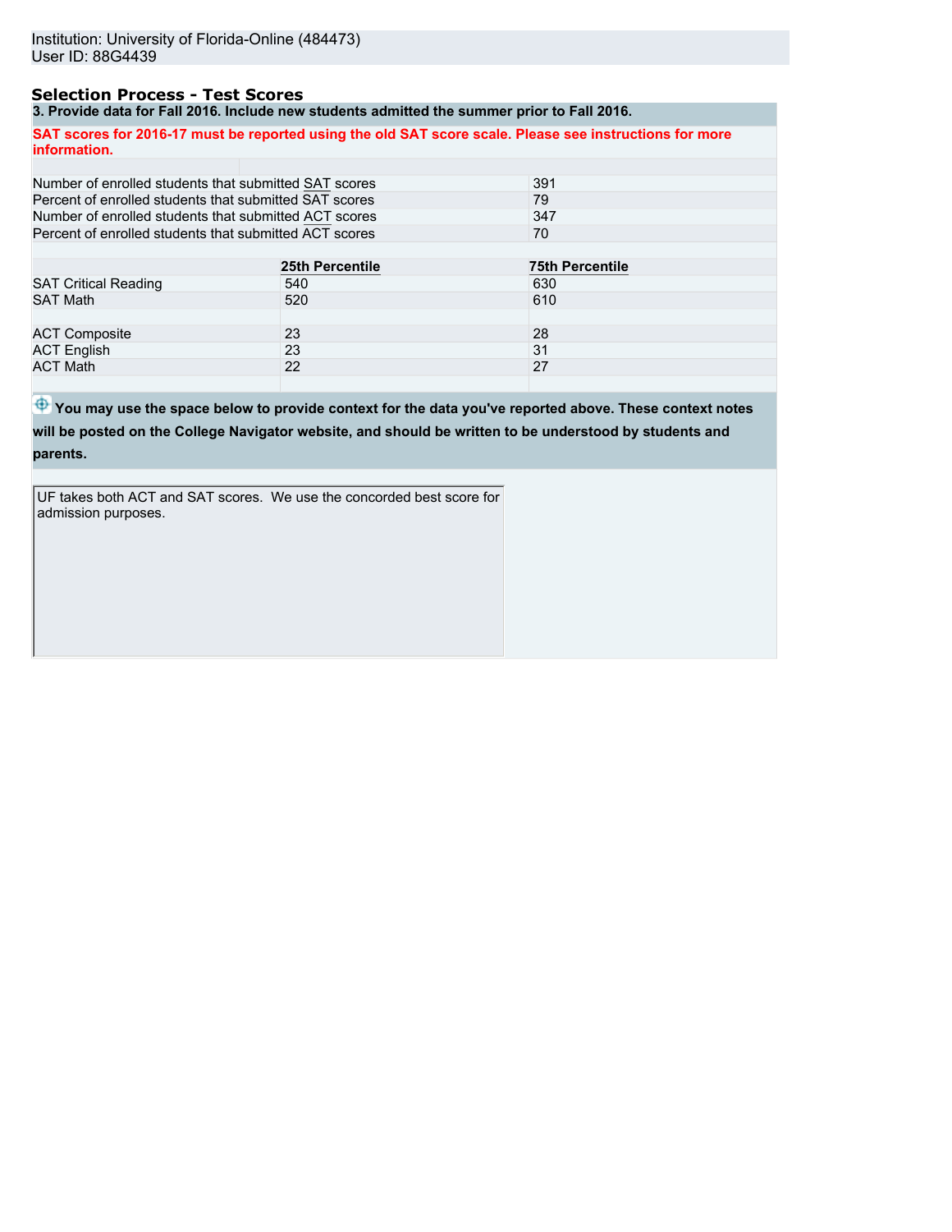Institution: University of Florida-Online (484473)
User ID: 88G4439

## Selection Process - Test Scores

**3. Provide data for Fall 2016. Include new students admitted the summer prior to Fall 2016.**

**SAT scores for 2016-17 must be reported using the old SAT score scale. Please see instructions for more information.**

| | |
|---|---|
| Number of enrolled students that submitted SAT scores | 391 |
| Percent of enrolled students that submitted SAT scores | 79 |
| Number of enrolled students that submitted ACT scores | 347 |
| Percent of enrolled students that submitted ACT scores | 70 |

| | 25th Percentile | 75th Percentile |
|---|---|---|
| SAT Critical Reading | 540 | 630 |
| SAT Math | 520 | 610 |
| ACT Composite | 23 | 28 |
| ACT English | 23 | 31 |
| ACT Math | 22 | 27 |

**You may use the space below to provide context for the data you've reported above. These context notes will be posted on the College Navigator website, and should be written to be understood by students and parents.**

UF takes both ACT and SAT scores. We use the concorded best score for admission purposes.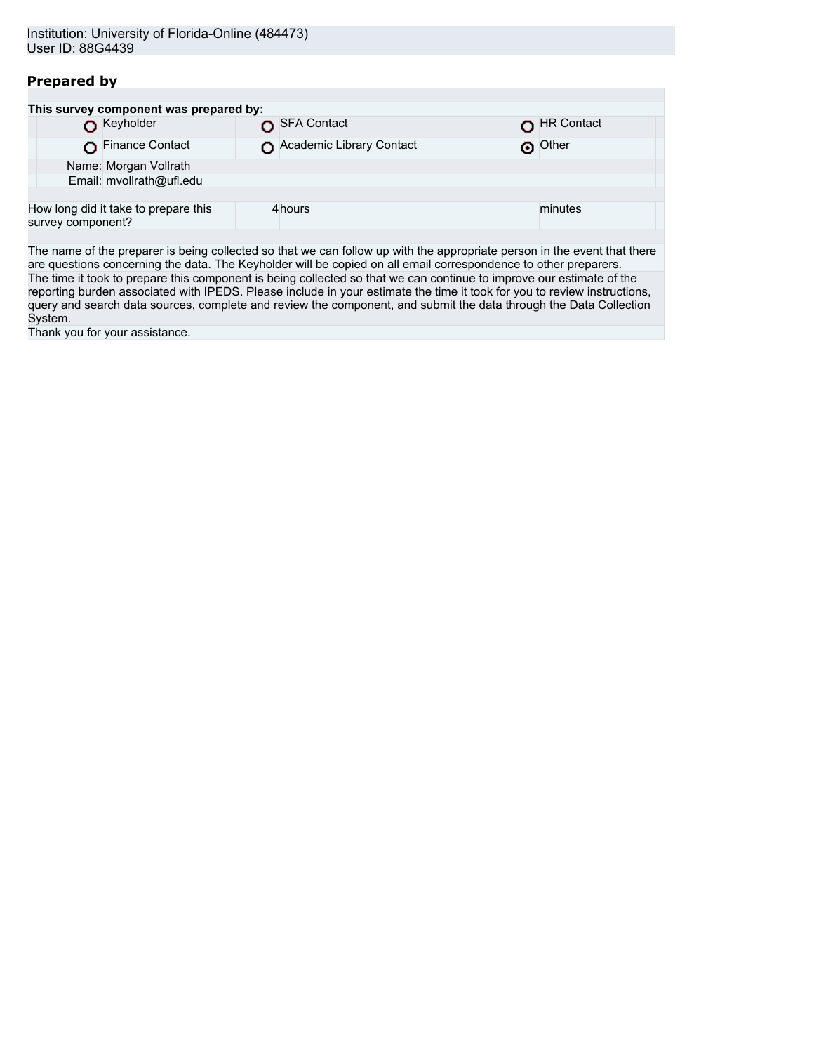Institution: University of Florida-Online (484473)
User ID: 88G4439

## Prepared by

| This survey component was prepared by: | | |
|---|---|---|
| ○ Keyholder | ○ SFA Contact | ○ HR Contact |
| ○ Finance Contact | ○ Academic Library Contact | ⊙ Other |

Name: Morgan Vollrath
Email: mvollrath@ufl.edu

| How long did it take to prepare this survey component? | 4 | hours | | minutes |
|---|---|---|---|---|

The name of the preparer is being collected so that we can follow up with the appropriate person in the event that there are questions concerning the data. The Keyholder will be copied on all email correspondence to other preparers.

The time it took to prepare this component is being collected so that we can continue to improve our estimate of the reporting burden associated with IPEDS. Please include in your estimate the time it took for you to review instructions, query and search data sources, complete and review the component, and submit the data through the Data Collection System.

Thank you for your assistance.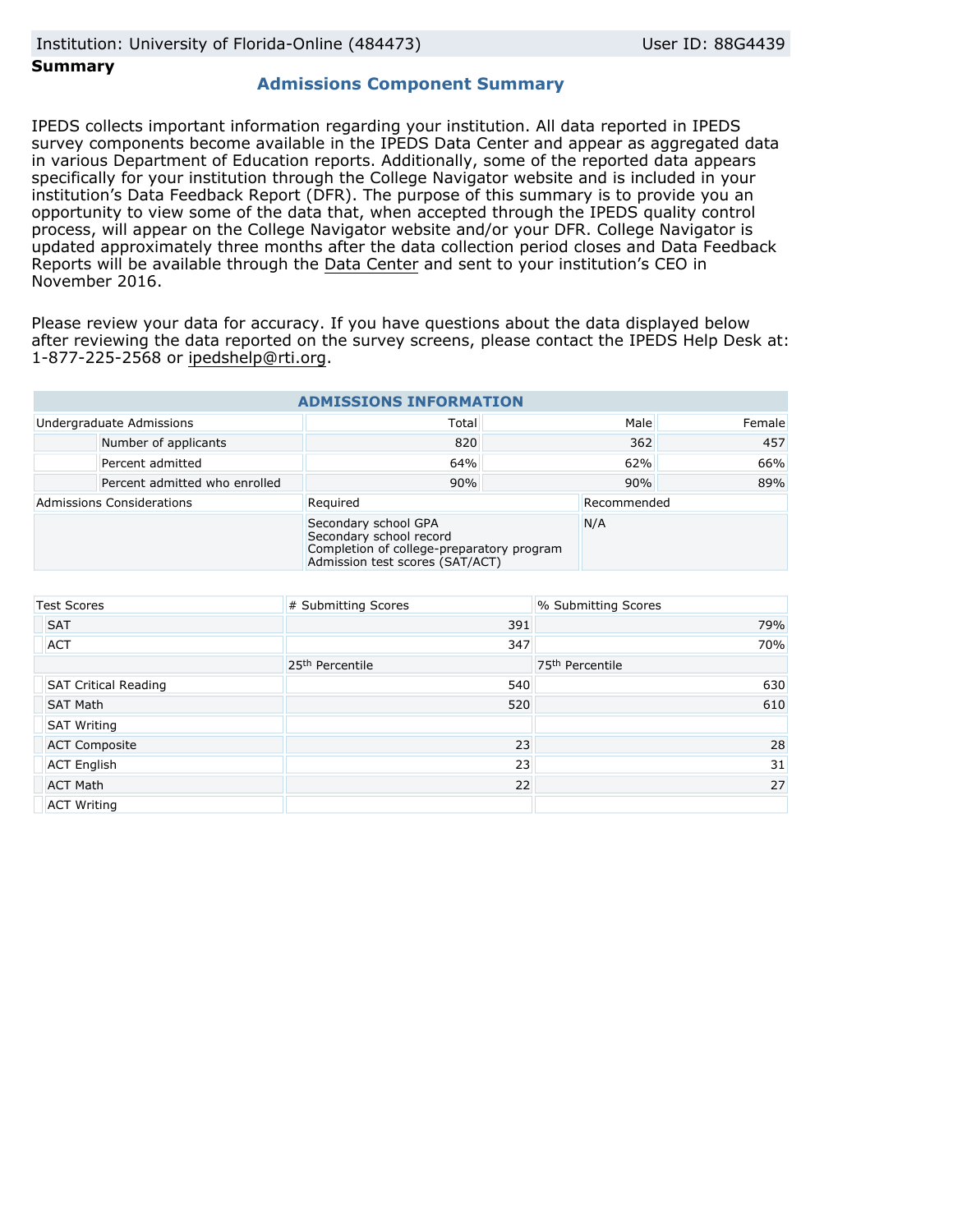Institution: University of Florida-Online (484473) User ID: 88G4439

**Summary**

## Admissions Component Summary

IPEDS collects important information regarding your institution. All data reported in IPEDS survey components become available in the IPEDS Data Center and appear as aggregated data in various Department of Education reports. Additionally, some of the reported data appears specifically for your institution through the College Navigator website and is included in your institution's Data Feedback Report (DFR). The purpose of this summary is to provide you an opportunity to view some of the data that, when accepted through the IPEDS quality control process, will appear on the College Navigator website and/or your DFR. College Navigator is updated approximately three months after the data collection period closes and Data Feedback Reports will be available through the Data Center and sent to your institution's CEO in November 2016.

Please review your data for accuracy. If you have questions about the data displayed below after reviewing the data reported on the survey screens, please contact the IPEDS Help Desk at: 1-877-225-2568 or ipedshelp@rti.org.

### ADMISSIONS INFORMATION

| Undergraduate Admissions | Total | Male | Female |
|---|---|---|---|
| Number of applicants | 820 | 362 | 457 |
| Percent admitted | 64% | 62% | 66% |
| Percent admitted who enrolled | 90% | 90% | 89% |

| Admissions Considerations | Required | Recommended |
|---|---|---|
| | Secondary school GPA<br>Secondary school record<br>Completion of college-preparatory program<br>Admission test scores (SAT/ACT) | N/A |

| Test Scores | # Submitting Scores | % Submitting Scores |
|---|---|---|
| SAT | 391 | 79% |
| ACT | 347 | 70% |
| | 25th Percentile | 75th Percentile |
| SAT Critical Reading | 540 | 630 |
| SAT Math | 520 | 610 |
| SAT Writing | | |
| ACT Composite | 23 | 28 |
| ACT English | 23 | 31 |
| ACT Math | 22 | 27 |
| ACT Writing | | |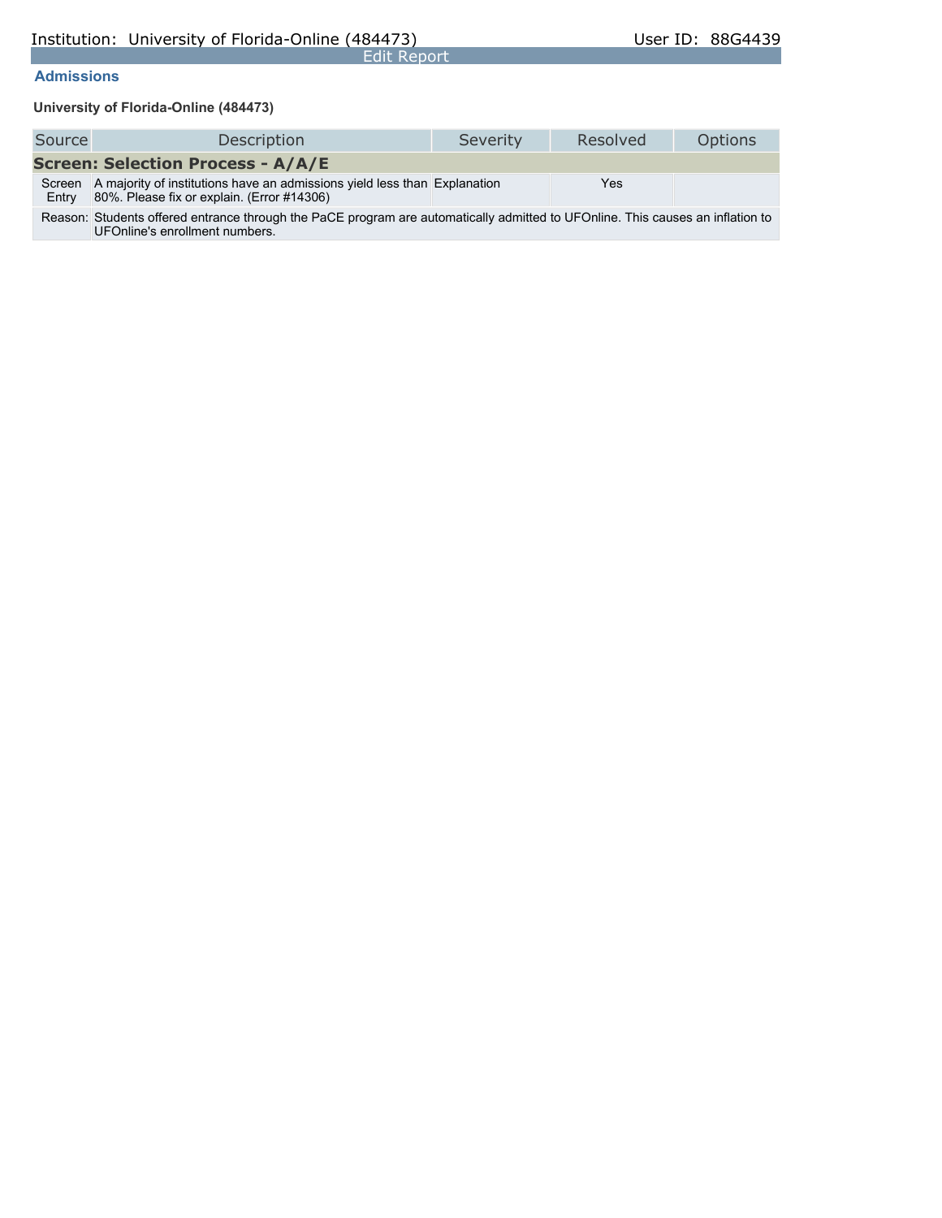Institution: University of Florida-Online (484473) User ID: 88G4439

Edit Report

## Admissions

**University of Florida-Online (484473)**

| Source | Description | Severity | Resolved | Options |
|---|---|---|---|---|
| **Screen: Selection Process - A/A/E** | | | | |
| Screen Entry | A majority of institutions have an admissions yield less than 80%. Please fix or explain. (Error #14306) | Explanation | Yes | |
| Reason: | Students offered entrance through the PaCE program are automatically admitted to UFOnline. This causes an inflation to UFOnline's enrollment numbers. | | | |